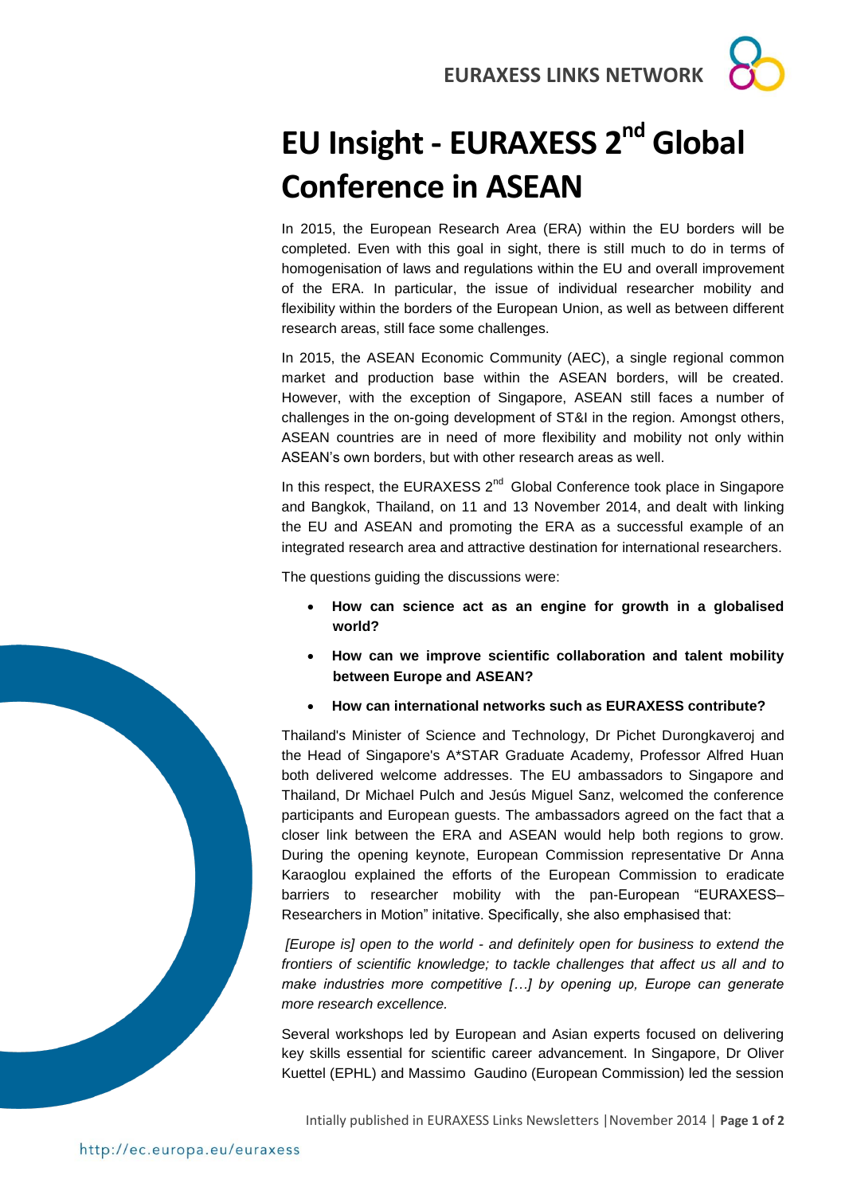# EU Insight - EURAXESS 2nd Global Conference in ASEAN

In 2015, the European Research Area (ERA) within the EU borders will be completed. Even with this goal in sight, there is still much to do in terms of homogenisation of laws and regulations within the EU and overall improvement of the ERA. In particular, the issue of individual researcher mobility and flexibility within the borders of the European Union, as well as between different research areas, still face some challenges.

In 2015, the ASEAN Economic Community (AEC), a single regional common market and production base within the ASEAN borders, will be created. However, with the exception of Singapore, ASEAN still faces a number of challenges in the on-going development of ST&I in the region. Amongst others, ASEAN countries are in need of more flexibility and mobility not only within ASEAN's own borders, but with other research areas as well.

In this respect, the EURAXESS 2nd Global Conference took place in Singapore and Bangkok, Thailand, on 11 and 13 November 2014, and dealt with linking the EU and ASEAN and promoting the ERA as a successful example of an integrated research area and attractive destination for international researchers.

The questions guiding the discussions were:

- **How can science act as an engine for growth in a globalised world?**
- **How can we improve scientific collaboration and talent mobility between Europe and ASEAN?**
- **How can international networks such as EURAXESS contribute?**

Thailand's Minister of Science and Technology, Dr Pichet Durongkaveroj and the Head of Singapore's A*STAR Graduate Academy, Professor Alfred Huan both delivered welcome addresses. The EU ambassadors to Singapore and Thailand, Dr Michael Pulch and Jesús Miguel Sanz, welcomed the conference participants and European guests. The ambassadors agreed on the fact that a closer link between the ERA and ASEAN would help both regions to grow. During the opening keynote, European Commission representative Dr Anna Karaoglou explained the efforts of the European Commission to eradicate barriers to researcher mobility with the pan-European "EURAXESS–Researchers in Motion" initative. Specifically, she also emphasised that:

*[Europe is] open to the world - and definitely open for business to extend the frontiers of scientific knowledge; to tackle challenges that affect us all and to make industries more competitive […] by opening up, Europe can generate more research excellence.*

Several workshops led by European and Asian experts focused on delivering key skills essential for scientific career advancement. In Singapore, Dr Oliver Kuettel (EPHL) and Massimo Gaudino (European Commission) led the session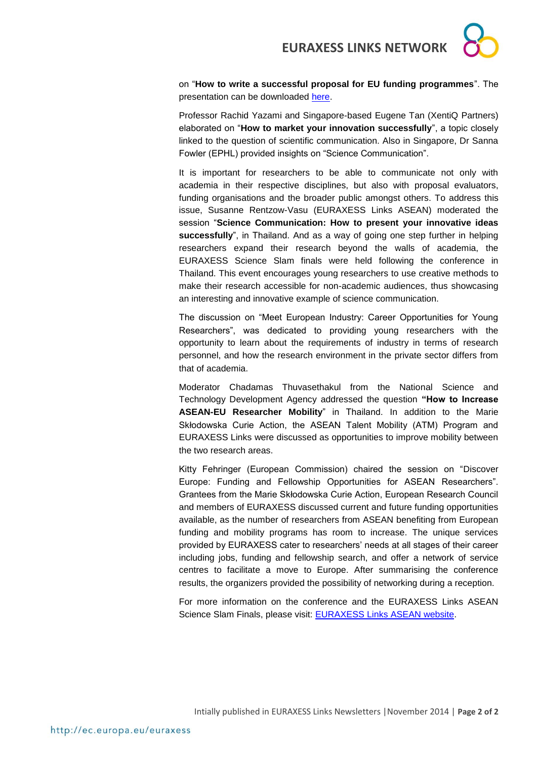on "**How to write a successful proposal for EU funding programmes**". The presentation can be downloaded here.

Professor Rachid Yazami and Singapore-based Eugene Tan (XentiQ Partners) elaborated on "**How to market your innovation successfully**", a topic closely linked to the question of scientific communication. Also in Singapore, Dr Sanna Fowler (EPHL) provided insights on "Science Communication".

It is important for researchers to be able to communicate not only with academia in their respective disciplines, but also with proposal evaluators, funding organisations and the broader public amongst others. To address this issue, Susanne Rentzow-Vasu (EURAXESS Links ASEAN) moderated the session "**Science Communication: How to present your innovative ideas successfully**", in Thailand. And as a way of going one step further in helping researchers expand their research beyond the walls of academia, the EURAXESS Science Slam finals were held following the conference in Thailand. This event encourages young researchers to use creative methods to make their research accessible for non-academic audiences, thus showcasing an interesting and innovative example of science communication.

The discussion on "Meet European Industry: Career Opportunities for Young Researchers", was dedicated to providing young researchers with the opportunity to learn about the requirements of industry in terms of research personnel, and how the research environment in the private sector differs from that of academia.

Moderator Chadamas Thuvasethakul from the National Science and Technology Development Agency addressed the question **"How to Increase ASEAN-EU Researcher Mobility**" in Thailand. In addition to the Marie Skłodowska Curie Action, the ASEAN Talent Mobility (ATM) Program and EURAXESS Links were discussed as opportunities to improve mobility between the two research areas.

Kitty Fehringer (European Commission) chaired the session on "Discover Europe: Funding and Fellowship Opportunities for ASEAN Researchers". Grantees from the Marie Skłodowska Curie Action, European Research Council and members of EURAXESS discussed current and future funding opportunities available, as the number of researchers from ASEAN benefiting from European funding and mobility programs has room to increase. The unique services provided by EURAXESS cater to researchers' needs at all stages of their career including jobs, funding and fellowship search, and offer a network of service centres to facilitate a move to Europe. After summarising the conference results, the organizers provided the possibility of networking during a reception.

For more information on the conference and the EURAXESS Links ASEAN Science Slam Finals, please visit: EURAXESS Links ASEAN website.